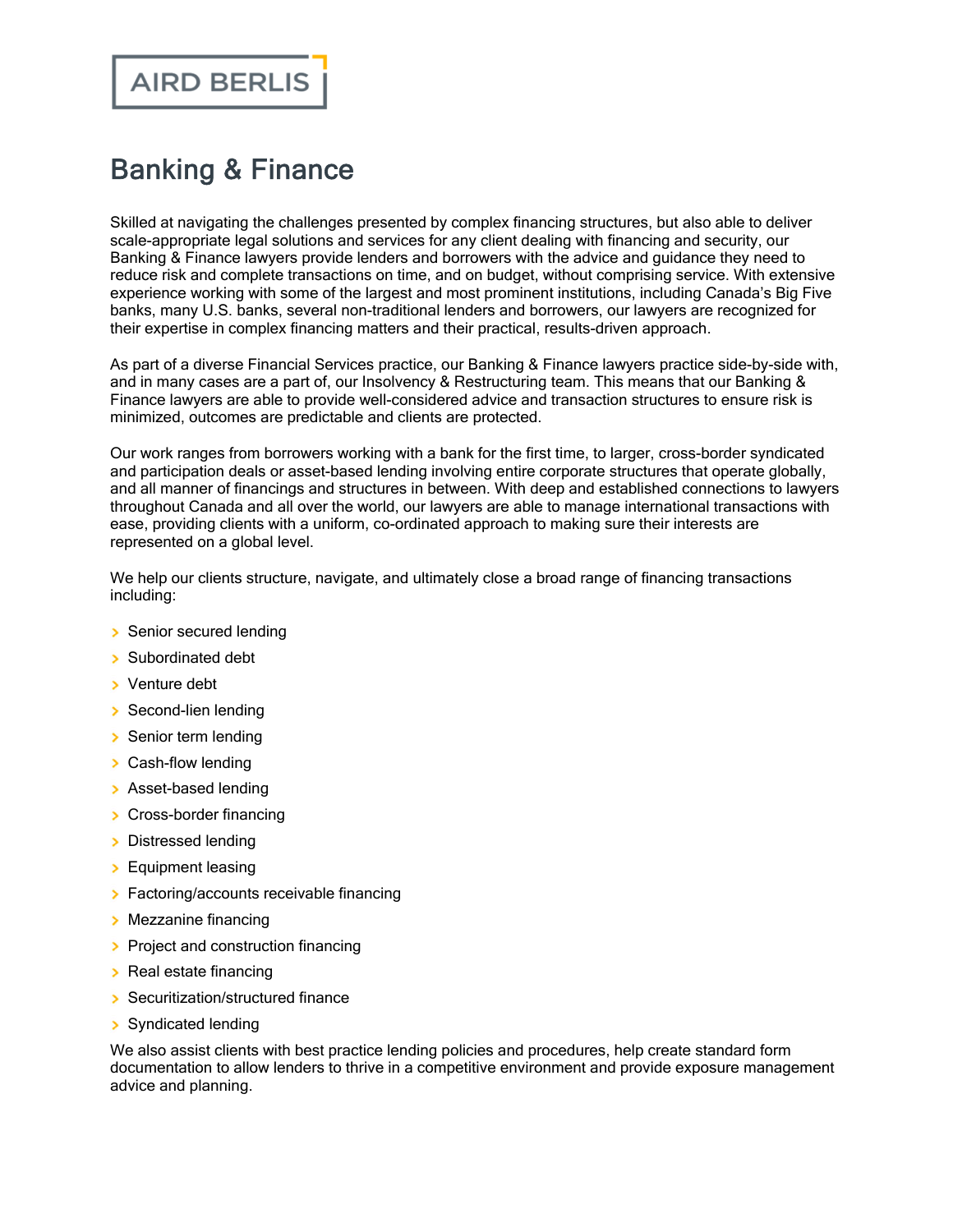AIRD BERLIS

# Banking & Finance

Skilled at navigating the challenges presented by complex financing structures, but also able to deliver scale-appropriate legal solutions and services for any client dealing with financing and security, our Banking & Finance lawyers provide lenders and borrowers with the advice and guidance they need to reduce risk and complete transactions on time, and on budget, without comprising service. With extensive experience working with some of the largest and most prominent institutions, including Canada's Big Five banks, many U.S. banks, several non-traditional lenders and borrowers, our lawyers are recognized for their expertise in complex financing matters and their practical, results-driven approach.

As part of a diverse Financial Services practice, our Banking & Finance lawyers practice side-by-side with, and in many cases are a part of, our Insolvency & Restructuring team. This means that our Banking & Finance lawyers are able to provide well-considered advice and transaction structures to ensure risk is minimized, outcomes are predictable and clients are protected.

Our work ranges from borrowers working with a bank for the first time, to larger, cross-border syndicated and participation deals or asset-based lending involving entire corporate structures that operate globally, and all manner of financings and structures in between. With deep and established connections to lawyers throughout Canada and all over the world, our lawyers are able to manage international transactions with ease, providing clients with a uniform, co-ordinated approach to making sure their interests are represented on a global level.

We help our clients structure, navigate, and ultimately close a broad range of financing transactions including:

- Senior secured lending
- Subordinated debt
- Venture debt
- Second-lien lending
- Senior term lending
- Cash-flow lending
- Asset-based lending
- Cross-border financing
- Distressed lending
- Equipment leasing
- Factoring/accounts receivable financing
- Mezzanine financing
- Project and construction financing
- Real estate financing
- Securitization/structured finance
- Syndicated lending

We also assist clients with best practice lending policies and procedures, help create standard form documentation to allow lenders to thrive in a competitive environment and provide exposure management advice and planning.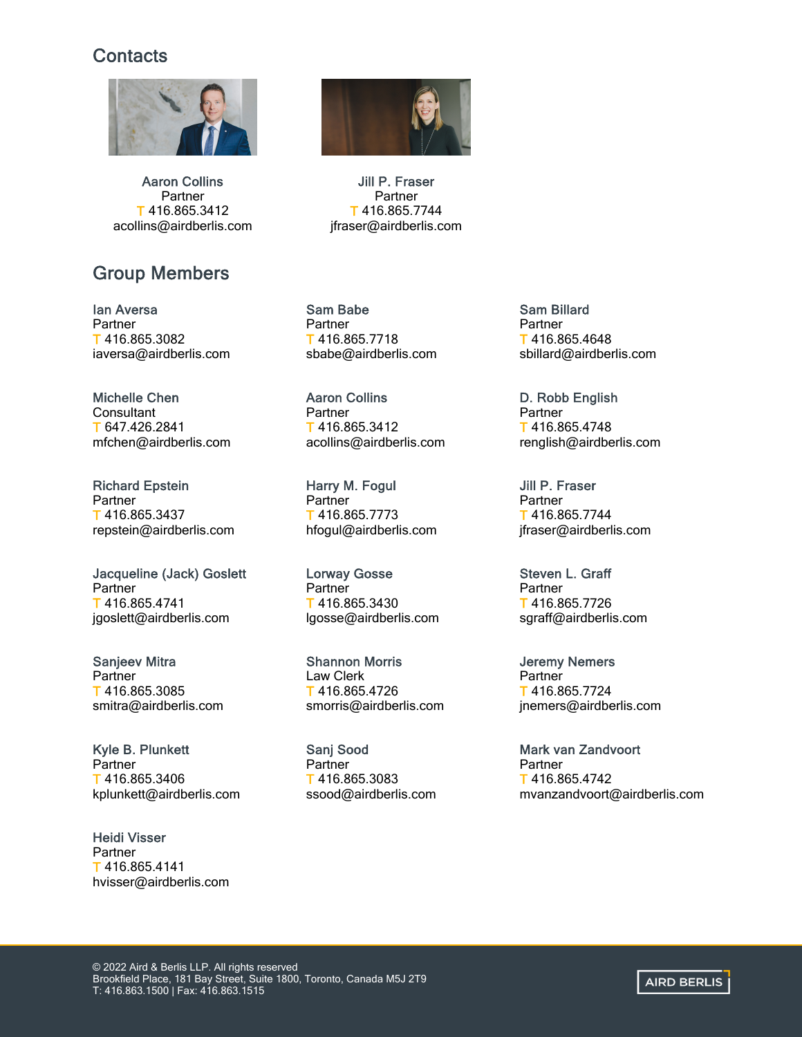## Contacts

Aaron Collins
Partner
T 416.865.3412
acollins@airdberlis.com

Jill P. Fraser
Partner
T 416.865.7744
jfraser@airdberlis.com

## Group Members

Ian Aversa
Partner
T 416.865.3082
iaversa@airdberlis.com

Sam Babe
Partner
T 416.865.7718
sbabe@airdberlis.com

Sam Billard
Partner
T 416.865.4648
sbillard@airdberlis.com

Michelle Chen
Consultant
T 647.426.2841
mfchen@airdberlis.com

Aaron Collins
Partner
T 416.865.3412
acollins@airdberlis.com

D. Robb English
Partner
T 416.865.4748
renglish@airdberlis.com

Richard Epstein
Partner
T 416.865.3437
repstein@airdberlis.com

Harry M. Fogul
Partner
T 416.865.7773
hfogul@airdberlis.com

Jill P. Fraser
Partner
T 416.865.7744
jfraser@airdberlis.com

Jacqueline (Jack) Goslett
Partner
T 416.865.4741
jgoslett@airdberlis.com

Lorway Gosse
Partner
T 416.865.3430
lgosse@airdberlis.com

Steven L. Graff
Partner
T 416.865.7726
sgraff@airdberlis.com

Sanjeev Mitra
Partner
T 416.865.3085
smitra@airdberlis.com

Shannon Morris
Law Clerk
T 416.865.4726
smorris@airdberlis.com

Jeremy Nemers
Partner
T 416.865.7724
jnemers@airdberlis.com

Kyle B. Plunkett
Partner
T 416.865.3406
kplunkett@airdberlis.com

Sanj Sood
Partner
T 416.865.3083
ssood@airdberlis.com

Mark van Zandvoort
Partner
T 416.865.4742
mvanzandvoort@airdberlis.com

Heidi Visser
Partner
T 416.865.4141
hvisser@airdberlis.com

© 2022 Aird & Berlis LLP. All rights reserved
Brookfield Place, 181 Bay Street, Suite 1800, Toronto, Canada M5J 2T9
T: 416.863.1500 | Fax: 416.863.1515

AIRD BERLIS